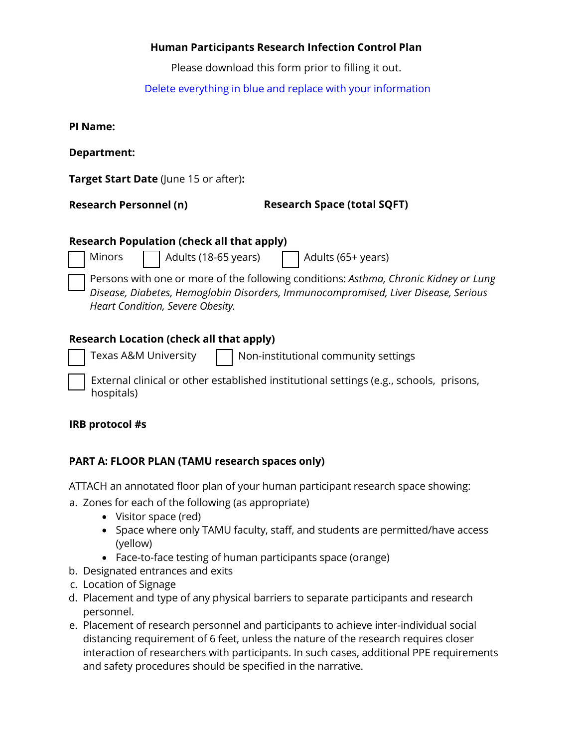**Human Participants Research Infection Control Plan**

Please download this form prior to filling it out.

Delete everything in blue and replace with your information

**PI Name:**

**Department:**

**Target Start Date** (June 15 or after)**:**

**Research Personnel (n)** **Research Space (total SQFT)**

**Research Population (check all that apply)**

☐ Minors ☐ Adults (18-65 years) ☐ Adults (65+ years)

☐ Persons with one or more of the following conditions: *Asthma, Chronic Kidney or Lung Disease, Diabetes, Hemoglobin Disorders, Immunocompromised, Liver Disease, Serious Heart Condition, Severe Obesity.*

**Research Location (check all that apply)**

☐ Texas A&M University ☐ Non-institutional community settings

☐ External clinical or other established institutional settings (e.g., schools, prisons, hospitals)

**IRB protocol #s**

**PART A: FLOOR PLAN (TAMU research spaces only)**

ATTACH an annotated floor plan of your human participant research space showing:

a. Zones for each of the following (as appropriate)
    - Visitor space (red)
    - Space where only TAMU faculty, staff, and students are permitted/have access (yellow)
    - Face-to-face testing of human participants space (orange)
b. Designated entrances and exits
c. Location of Signage
d. Placement and type of any physical barriers to separate participants and research personnel.
e. Placement of research personnel and participants to achieve inter-individual social distancing requirement of 6 feet, unless the nature of the research requires closer interaction of researchers with participants. In such cases, additional PPE requirements and safety procedures should be specified in the narrative.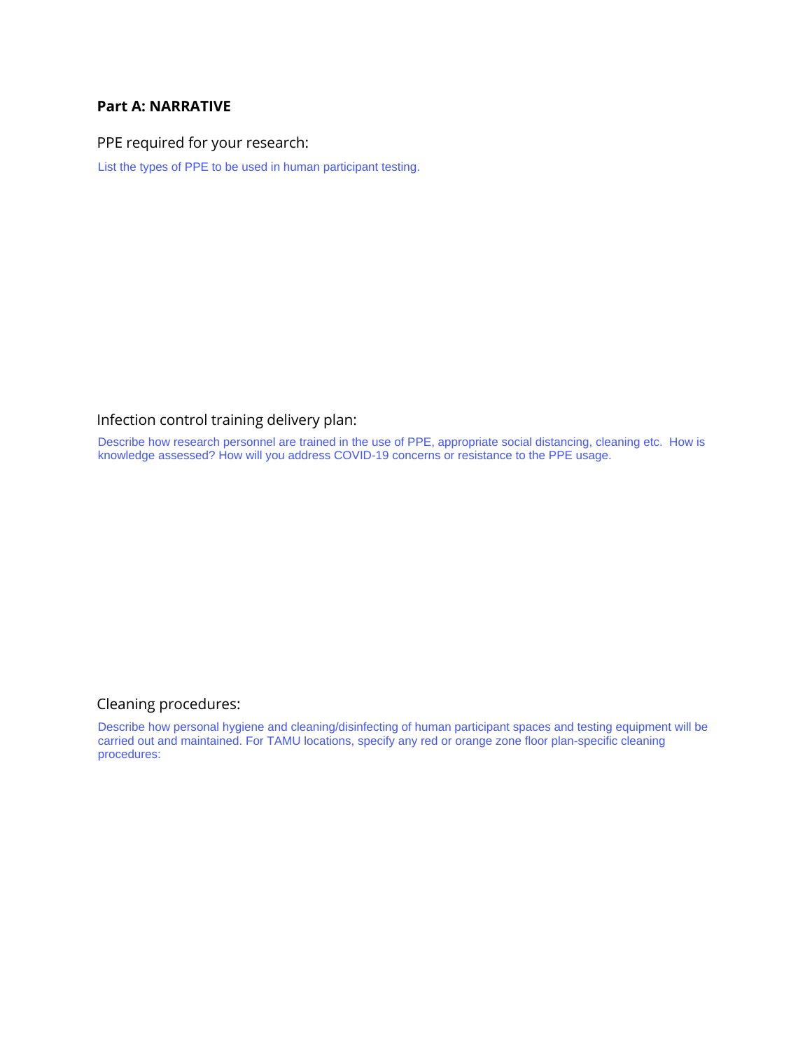**Part A: NARRATIVE**

PPE required for your research:

List the types of PPE to be used in human participant testing.

Infection control training delivery plan:

Describe how research personnel are trained in the use of PPE, appropriate social distancing, cleaning etc. How is knowledge assessed? How will you address COVID-19 concerns or resistance to the PPE usage.

Cleaning procedures:

Describe how personal hygiene and cleaning/disinfecting of human participant spaces and testing equipment will be carried out and maintained. For TAMU locations, specify any red or orange zone floor plan-specific cleaning procedures: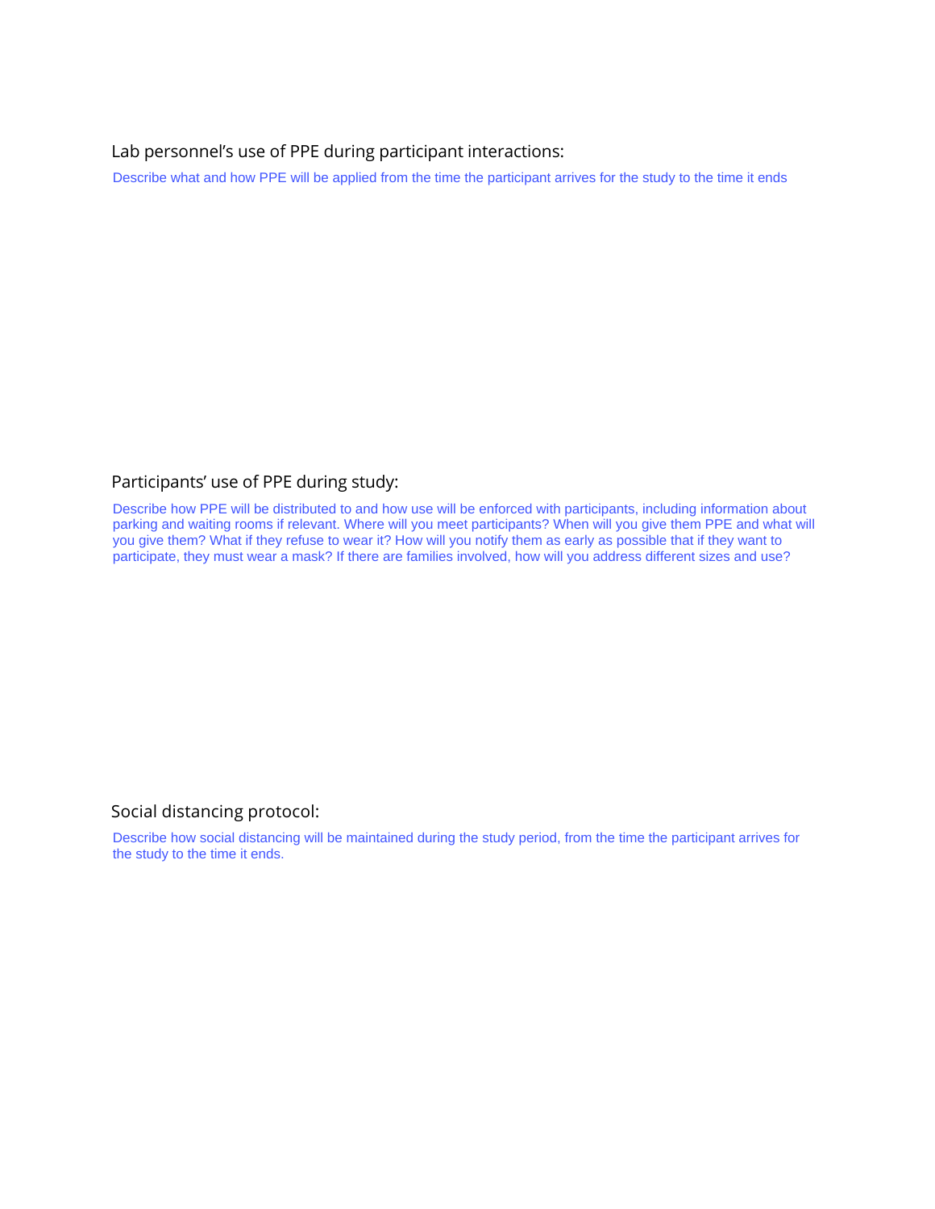## Lab personnel's use of PPE during participant interactions:

Describe what and how PPE will be applied from the time the participant arrives for the study to the time it ends

## Participants' use of PPE during study:

Describe how PPE will be distributed to and how use will be enforced with participants, including information about parking and waiting rooms if relevant. Where will you meet participants? When will you give them PPE and what will you give them? What if they refuse to wear it? How will you notify them as early as possible that if they want to participate, they must wear a mask? If there are families involved, how will you address different sizes and use?

## Social distancing protocol:

Describe how social distancing will be maintained during the study period, from the time the participant arrives for the study to the time it ends.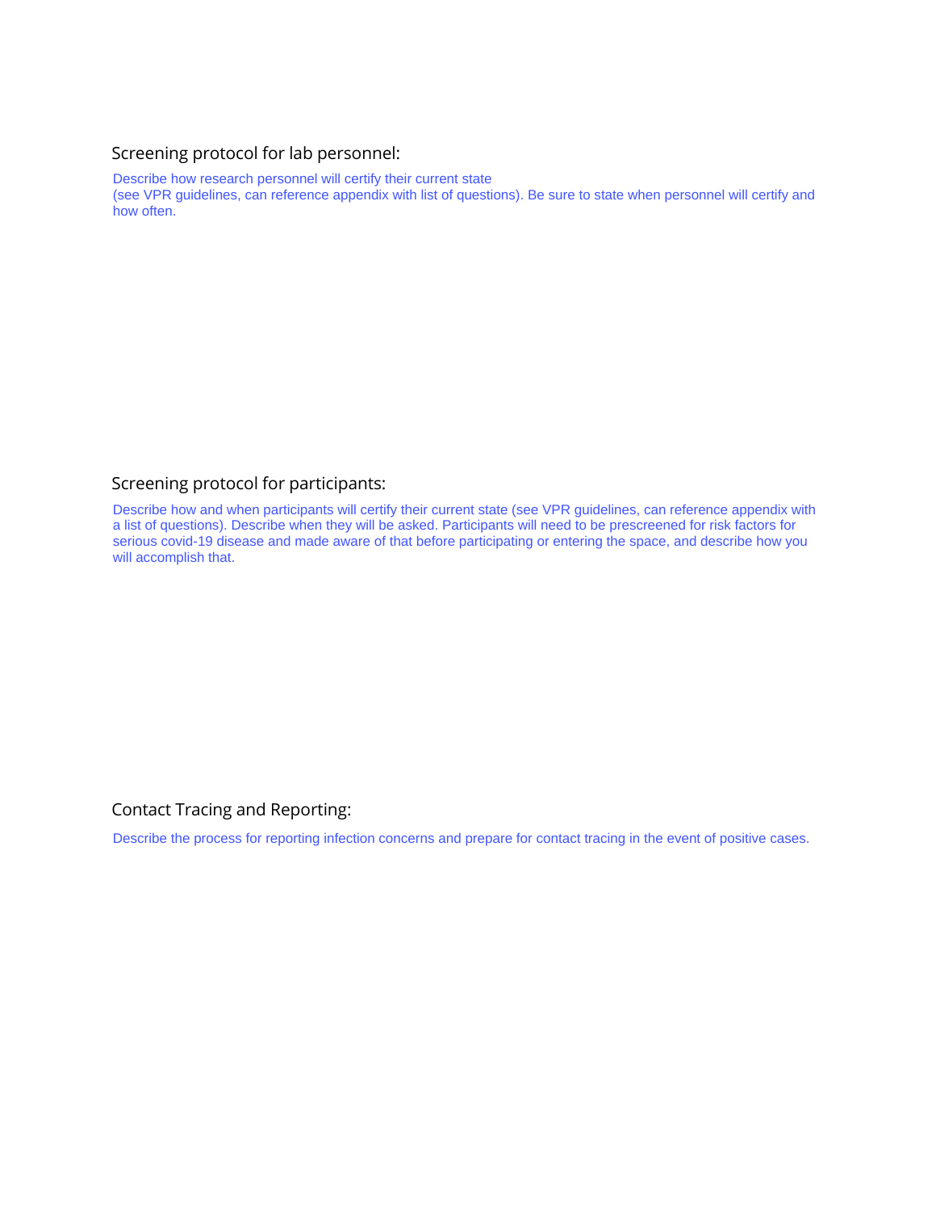## Screening protocol for lab personnel:

Describe how research personnel will certify their current state
(see VPR guidelines, can reference appendix with list of questions). Be sure to state when personnel will certify and how often.

## Screening protocol for participants:

Describe how and when participants will certify their current state (see VPR guidelines, can reference appendix with a list of questions). Describe when they will be asked. Participants will need to be prescreened for risk factors for serious covid-19 disease and made aware of that before participating or entering the space, and describe how you will accomplish that.

## Contact Tracing and Reporting:

Describe the process for reporting infection concerns and prepare for contact tracing in the event of positive cases.